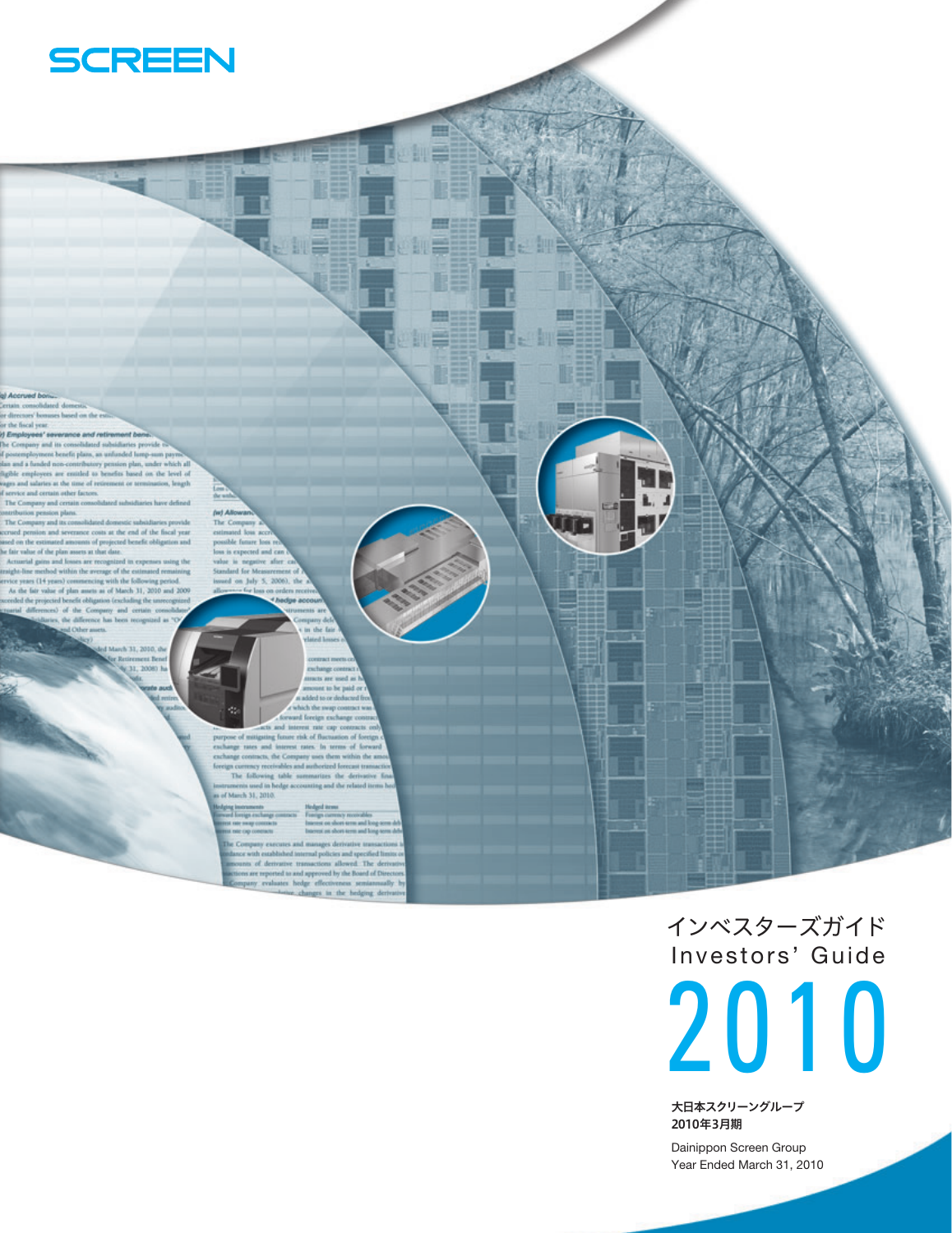SCREEN

# インベスターズガイド
# Investors' Guide
# 2010

**大日本スクリーングループ**
**2010年3月期**

Dainippon Screen Group
Year Ended March 31, 2010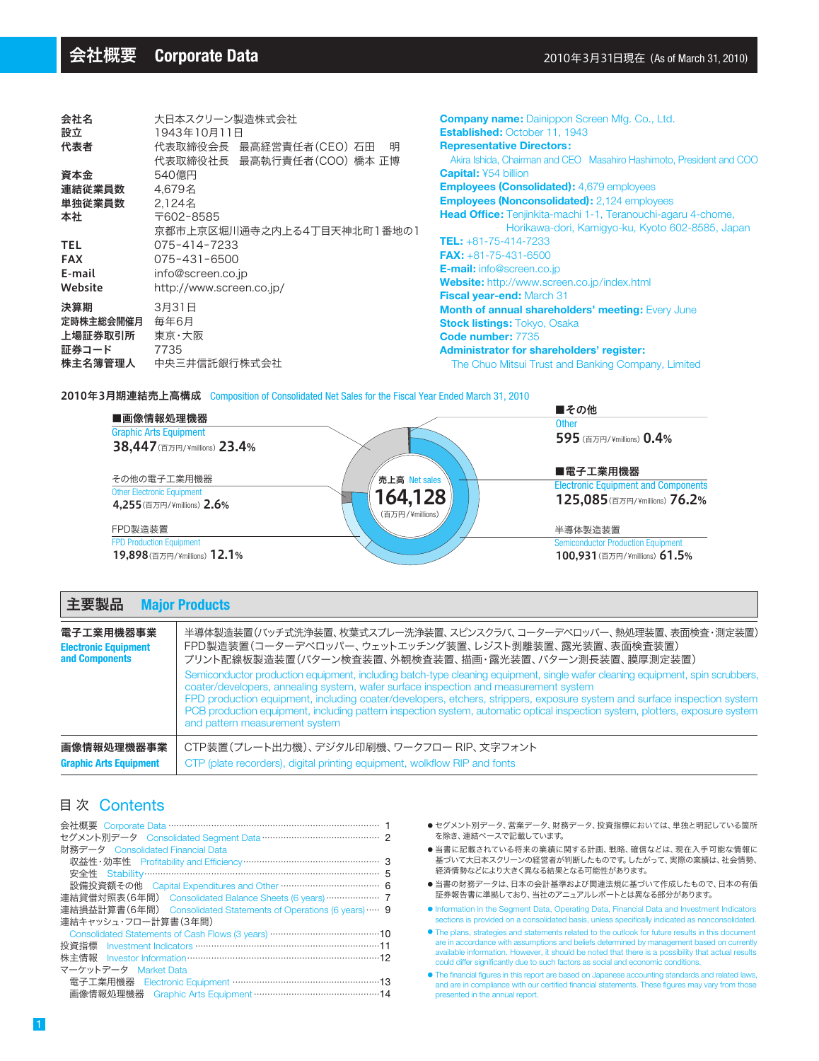# 会社概要　Corporate Data

2010年3月31日現在（As of March 31, 2010）

| | |
|---|---|
| 会社名 | 大日本スクリーン製造株式会社 |
| 設立 | 1943年10月11日 |
| 代表者 | 代表取締役会長　最高経営責任者（CEO）石田　明<br>代表取締役社長　最高執行責任者（COO）橋本 正博 |
| 資本金 | 540億円 |
| 連結従業員数 | 4,679名 |
| 単独従業員数 | 2,124名 |
| 本社 | 〒602-8585<br>京都市上京区堀川通寺之内上る4丁目天神北町1番地の1 |
| TEL | 075-414-7233 |
| FAX | 075-431-6500 |
| E-mail | info@screen.co.jp |
| Website | http://www.screen.co.jp/ |
| 決算期 | 3月31日 |
| 定時株主総会開催月 | 毎年6月 |
| 上場証券取引所 | 東京・大阪 |
| 証券コード | 7735 |
| 株主名簿管理人 | 中央三井信託銀行株式会社 |

**Company name:** Dainippon Screen Mfg. Co., Ltd.
**Established:** October 11, 1943
**Representative Directors:**
Akira Ishida, Chairman and CEO　Masahiro Hashimoto, President and COO
**Capital:** ¥54 billion
**Employees (Consolidated):** 4,679 employees
**Employees (Nonconsolidated):** 2,124 employees
**Head Office:** Tenjinkita-machi 1-1, Teranouchi-agaru 4-chome, Horikawa-dori, Kamigyo-ku, Kyoto 602-8585, Japan
**TEL:** +81-75-414-7233
**FAX:** +81-75-431-6500
**E-mail:** info@screen.co.jp
**Website:** http://www.screen.co.jp/index.html
**Fiscal year-end:** March 31
**Month of annual shareholders' meeting:** Every June
**Stock listings:** Tokyo, Osaka
**Code number:** 7735
**Administrator for shareholders' register:**
The Chuo Mitsui Trust and Banking Company, Limited

## 2010年3月期連結売上高構成　Composition of Consolidated Net Sales for the Fiscal Year Ended March 31, 2010

売上高 Net sales **164,128**（百万円/¥millions）

| セグメント | 金額（百万円/¥millions） | 構成比 |
|---|---|---|
| ■画像情報処理機器 Graphic Arts Equipment | 38,447 | 23.4% |
| その他の電子工業用機器 Other Electronic Equipment | 4,255 | 2.6% |
| FPD製造装置 FPD Production Equipment | 19,898 | 12.1% |
| ■その他 Other | 595 | 0.4% |
| ■電子工業用機器 Electronic Equipment and Components | 125,085 | 76.2% |
| 半導体製造装置 Semiconductor Production Equipment | 100,931 | 61.5% |

## 主要製品　Major Products

| | |
|---|---|
| 電子工業用機器事業<br>**Electronic Equipment and Components** | 半導体製造装置（バッチ式洗浄装置、枚葉式スプレー洗浄装置、スピンスクラバ、コーターデベロッパー、熱処理装置、表面検査・測定装置）<br>FPD製造装置（コーターデベロッパー、ウェットエッチング装置、レジスト剥離装置、露光装置、表面検査装置）<br>プリント配線板製造装置（パターン検査装置、外観検査装置、描画・露光装置、パターン測長装置、膜厚測定装置）<br>Semiconductor production equipment, including batch-type cleaning equipment, single wafer cleaning equipment, spin scrubbers, coater/developers, annealing system, wafer surface inspection and measurement system<br>FPD production equipment, including coater/developers, etchers, strippers, exposure system and surface inspection system<br>PCB production equipment, including pattern inspection system, automatic optical inspection system, plotters, exposure system and pattern measurement system |
| 画像情報処理機器事業<br>**Graphic Arts Equipment** | CTP装置（プレート出力機）、デジタル印刷機、ワークフロー RIP、文字フォント<br>CTP (plate recorders), digital printing equipment, wolkflow RIP and fonts |

## 目 次　Contents

- 会社概要　Corporate Data ……… 1
- セグメント別データ　Consolidated Segment Data ……… 2
- 財務データ　Consolidated Financial Data
  - 収益性・効率性　Profitability and Efficiency ……… 3
  - 安全性　Stability ……… 5
  - 設備投資額その他　Capital Expenditures and Other ……… 6
- 連結貸借対照表（6年間）　Consolidated Balance Sheets (6 years) ……… 7
- 連結損益計算書（6年間）　Consolidated Statements of Operations (6 years) ……… 9
- 連結キャッシュ・フロー計算書（3年間）　Consolidated Statements of Cash Flows (3 years) ……… 10
- 投資指標　Investment Indicators ……… 11
- 株主情報　Investor Information ……… 12
- マーケットデータ　Market Data
  - 電子工業用機器　Electronic Equipment ……… 13
  - 画像情報処理機器　Graphic Arts Equipment ……… 14

- セグメント別データ、営業データ、財務データ、投資指標においては、単独と明記している箇所を除き、連結ベースで記載しています。
- 当書に記載されている将来の業績に関する計画、戦略、確信などは、現在入手可能な情報に基づいて大日本スクリーンの経営者が判断したものです。したがって、実際の業績は、社会情勢、経済情勢などにより大きく異なる結果となる可能性があります。
- 当書の財務データは、日本の会計基準および関連法規に基づいて作成したもので、日本の有価証券報告書に準拠しており、当社のアニュアルレポートとは異なる部分があります。
- Information in the Segment Data, Operating Data, Financial Data and Investment Indicators sections is provided on a consolidated basis, unless specifically indicated as nonconsolidated.
- The plans, strategies and statements related to the outlook for future results in this document are in accordance with assumptions and beliefs determined by management based on currently available information. However, it should be noted that there is a possibility that actual results could differ significantly due to such factors as social and economic conditions.
- The financial figures in this report are based on Japanese accounting standards and related laws, and are in compliance with our certified financial statements. These figures may vary from those presented in the annual report.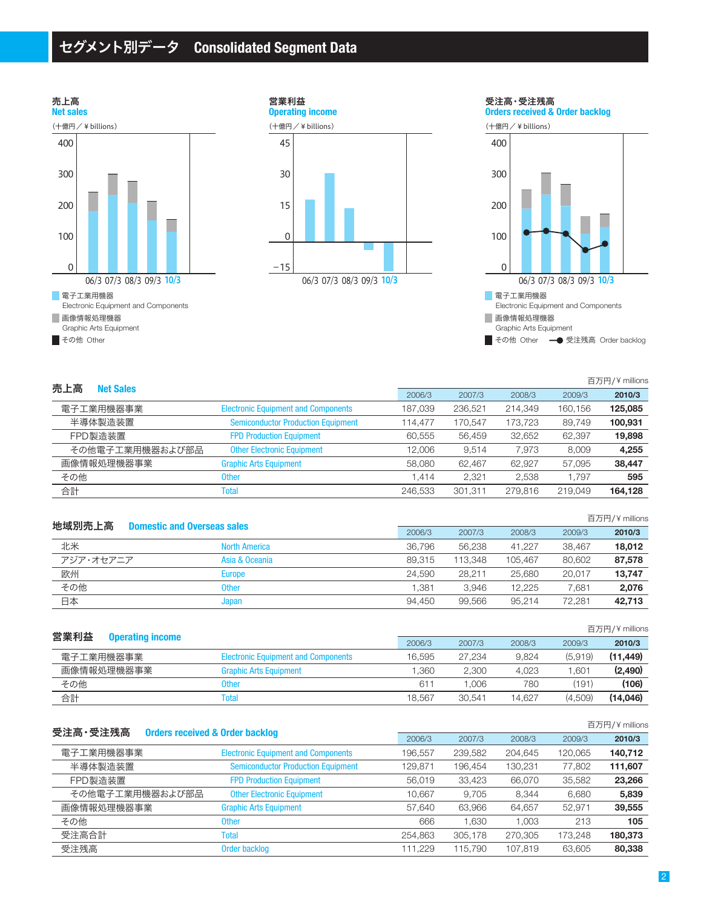# セグメント別データ　Consolidated Segment Data

**売上高**
**Net sales**
(十億円／¥ billions)

**営業利益**
**Operating income**
(十億円／¥ billions)

**受注高・受注残高**
**Orders received & Order backlog**
(十億円／¥ billions)

電子工業用機器 Electronic Equipment and Components
画像情報処理機器 Graphic Arts Equipment
その他 Other
受注残高 Order backlog

## 売上高　Net Sales

百万円/¥ millions

| | | 2006/3 | 2007/3 | 2008/3 | 2009/3 | 2010/3 |
|---|---|---|---|---|---|---|
| 電子工業用機器事業 | Electronic Equipment and Components | 187,039 | 236,521 | 214,349 | 160,156 | **125,085** |
| 半導体製造装置 | Semiconductor Production Equipment | 114,477 | 170,547 | 173,723 | 89,749 | **100,931** |
| FPD製造装置 | FPD Production Equipment | 60,555 | 56,459 | 32,652 | 62,397 | **19,898** |
| その他電子工業用機器および部品 | Other Electronic Equipment | 12,006 | 9,514 | 7,973 | 8,009 | **4,255** |
| 画像情報処理機器事業 | Graphic Arts Equipment | 58,080 | 62,467 | 62,927 | 57,095 | **38,447** |
| その他 | Other | 1,414 | 2,321 | 2,538 | 1,797 | **595** |
| 合計 | Total | 246,533 | 301,311 | 279,816 | 219,049 | **164,128** |

## 地域別売上高　Domestic and Overseas sales

百万円/¥ millions

| | | 2006/3 | 2007/3 | 2008/3 | 2009/3 | 2010/3 |
|---|---|---|---|---|---|---|
| 北米 | North America | 36,796 | 56,238 | 41,227 | 38,467 | **18,012** |
| アジア・オセアニア | Asia & Oceania | 89,315 | 113,348 | 105,467 | 80,602 | **87,578** |
| 欧州 | Europe | 24,590 | 28,211 | 25,680 | 20,017 | **13,747** |
| その他 | Other | 1,381 | 3,946 | 12,225 | 7,681 | **2,076** |
| 日本 | Japan | 94,450 | 99,566 | 95,214 | 72,281 | **42,713** |

## 営業利益　Operating income

百万円/¥ millions

| | | 2006/3 | 2007/3 | 2008/3 | 2009/3 | 2010/3 |
|---|---|---|---|---|---|---|
| 電子工業用機器事業 | Electronic Equipment and Components | 16,595 | 27,234 | 9,824 | (5,919) | **(11,449)** |
| 画像情報処理機器事業 | Graphic Arts Equipment | 1,360 | 2,300 | 4,023 | 1,601 | **(2,490)** |
| その他 | Other | 611 | 1,006 | 780 | (191) | **(106)** |
| 合計 | Total | 18,567 | 30,541 | 14,627 | (4,509) | **(14,046)** |

## 受注高・受注残高　Orders received & Order backlog

百万円/¥ millions

| | | 2006/3 | 2007/3 | 2008/3 | 2009/3 | 2010/3 |
|---|---|---|---|---|---|---|
| 電子工業用機器事業 | Electronic Equipment and Components | 196,557 | 239,582 | 204,645 | 120,065 | **140,712** |
| 半導体製造装置 | Semiconductor Production Equipment | 129,871 | 196,454 | 130,231 | 77,802 | **111,607** |
| FPD製造装置 | FPD Production Equipment | 56,019 | 33,423 | 66,070 | 35,582 | **23,266** |
| その他電子工業用機器および部品 | Other Electronic Equipment | 10,667 | 9,705 | 8,344 | 6,680 | **5,839** |
| 画像情報処理機器事業 | Graphic Arts Equipment | 57,640 | 63,966 | 64,657 | 52,971 | **39,555** |
| その他 | Other | 666 | 1,630 | 1,003 | 213 | **105** |
| 受注高合計 | Total | 254,863 | 305,178 | 270,305 | 173,248 | **180,373** |
| 受注残高 | Order backlog | 111,229 | 115,790 | 107,819 | 63,605 | **80,338** |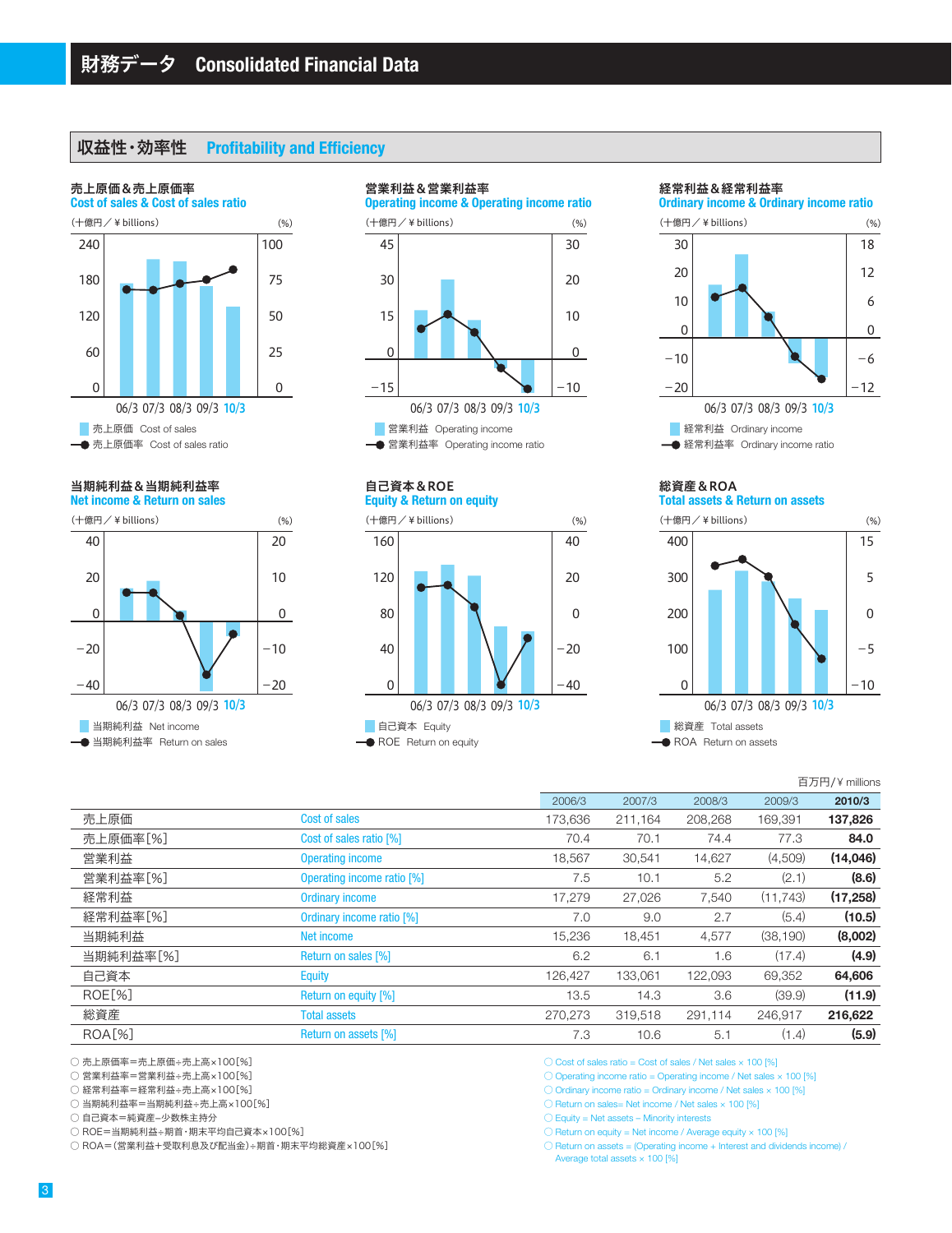# 財務データ Consolidated Financial Data

## 収益性・効率性 Profitability and Efficiency

### 売上原価＆売上原価率 Cost of sales & Cost of sales ratio

(十億円／¥ billions) (%)

06/3 07/3 08/3 09/3 10/3

売上原価 Cost of sales
売上原価率 Cost of sales ratio

### 営業利益＆営業利益率 Operating income & Operating income ratio

(十億円／¥ billions) (%)

06/3 07/3 08/3 09/3 10/3

営業利益 Operating income
営業利益率 Operating income ratio

### 経常利益＆経常利益率 Ordinary income & Ordinary income ratio

(十億円／¥ billions) (%)

06/3 07/3 08/3 09/3 10/3

経常利益 Ordinary income
経常利益率 Ordinary income ratio

### 当期純利益＆当期純利益率 Net income & Return on sales

(十億円／¥ billions) (%)

06/3 07/3 08/3 09/3 10/3

当期純利益 Net income
当期純利益率 Return on sales

### 自己資本＆ROE Equity & Return on equity

(十億円／¥ billions) (%)

06/3 07/3 08/3 09/3 10/3

自己資本 Equity
ROE Return on equity

### 総資産＆ROA Total assets & Return on assets

(十億円／¥ billions) (%)

06/3 07/3 08/3 09/3 10/3

総資産 Total assets
ROA Return on assets

百万円/¥ millions

| | | 2006/3 | 2007/3 | 2008/3 | 2009/3 | **2010/3** |
|---|---|---|---|---|---|---|
| 売上原価 | Cost of sales | 173,636 | 211,164 | 208,268 | 169,391 | **137,826** |
| 売上原価率[%] | Cost of sales ratio [%] | 70.4 | 70.1 | 74.4 | 77.3 | **84.0** |
| 営業利益 | Operating income | 18,567 | 30,541 | 14,627 | (4,509) | **(14,046)** |
| 営業利益率[%] | Operating income ratio [%] | 7.5 | 10.1 | 5.2 | (2.1) | **(8.6)** |
| 経常利益 | Ordinary income | 17,279 | 27,026 | 7,540 | (11,743) | **(17,258)** |
| 経常利益率[%] | Ordinary income ratio [%] | 7.0 | 9.0 | 2.7 | (5.4) | **(10.5)** |
| 当期純利益 | Net income | 15,236 | 18,451 | 4,577 | (38,190) | **(8,002)** |
| 当期純利益率[%] | Return on sales [%] | 6.2 | 6.1 | 1.6 | (17.4) | **(4.9)** |
| 自己資本 | Equity | 126,427 | 133,061 | 122,093 | 69,352 | **64,606** |
| ROE[%] | Return on equity [%] | 13.5 | 14.3 | 3.6 | (39.9) | **(11.9)** |
| 総資産 | Total assets | 270,273 | 319,518 | 291,114 | 246,917 | **216,622** |
| ROA[%] | Return on assets [%] | 7.3 | 10.6 | 5.1 | (1.4) | **(5.9)** |

- ○ 売上原価率＝売上原価÷売上高×100[%]
- ○ 営業利益率＝営業利益÷売上高×100[%]
- ○ 経常利益率＝経常利益÷売上高×100[%]
- ○ 当期純利益率＝当期純利益÷売上高×100[%]
- ○ 自己資本＝純資産−少数株主持分
- ○ ROE＝当期純利益÷期首・期末平均自己資本×100[%]
- ○ ROA＝(営業利益＋受取利息及び配当金)÷期首・期末平均総資産×100[%]

- ○ Cost of sales ratio = Cost of sales / Net sales × 100 [%]
- ○ Operating income ratio = Operating income / Net sales × 100 [%]
- ○ Ordinary income ratio = Ordinary income / Net sales × 100 [%]
- ○ Return on sales= Net income / Net sales × 100 [%]
- ○ Equity = Net assets − Minority interests
- ○ Return on equity = Net income / Average equity × 100 [%]
- ○ Return on assets = (Operating income + Interest and dividends income) / Average total assets × 100 [%]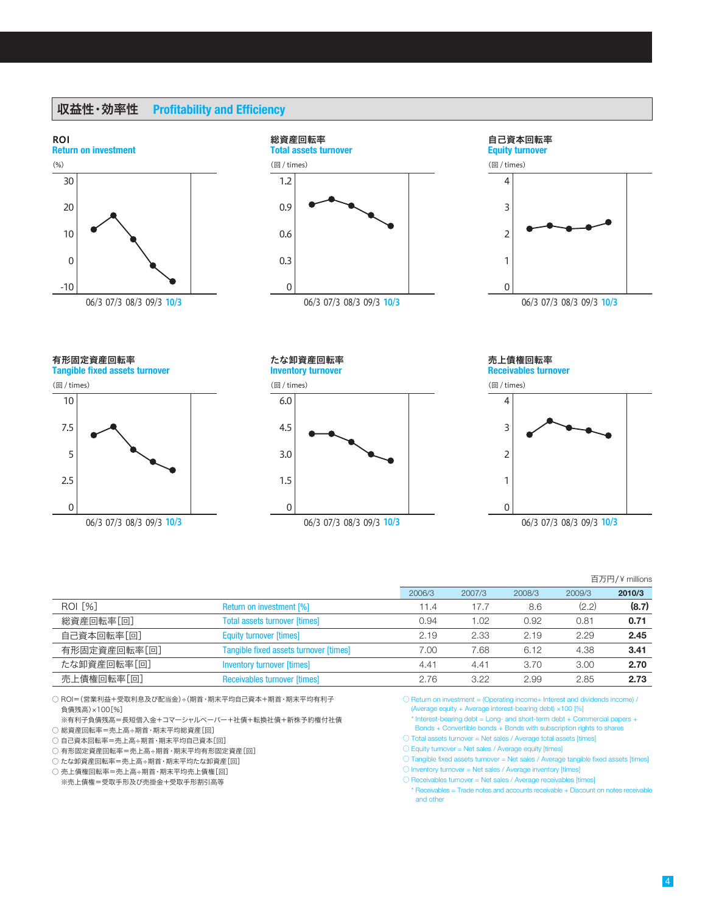## 収益性・効率性　Profitability and Efficiency

### ROI
**Return on investment**

(%)

### 総資産回転率
**Total assets turnover**

(回 / times)

### 自己資本回転率
**Equity turnover**

(回 / times)

### 有形固定資産回転率
**Tangible fixed assets turnover**

(回 / times)

### たな卸資産回転率
**Inventory turnover**

(回 / times)

### 売上債権回転率
**Receivables turnover**

(回 / times)

06/3 07/3 08/3 09/3 10/3

百万円/¥ millions

| | | 2006/3 | 2007/3 | 2008/3 | 2009/3 | 2010/3 |
|---|---|---|---|---|---|---|
| ROI [%] | Return on investment [%] | 11.4 | 17.7 | 8.6 | (2.2) | **(8.7)** |
| 総資産回転率[回] | Total assets turnover [times] | 0.94 | 1.02 | 0.92 | 0.81 | **0.71** |
| 自己資本回転率[回] | Equity turnover [times] | 2.19 | 2.33 | 2.19 | 2.29 | **2.45** |
| 有形固定資産回転率[回] | Tangible fixed assets turnover [times] | 7.00 | 7.68 | 6.12 | 4.38 | **3.41** |
| たな卸資産回転率[回] | Inventory turnover [times] | 4.41 | 4.41 | 3.70 | 3.00 | **2.70** |
| 売上債権回転率[回] | Receivables turnover [times] | 2.76 | 3.22 | 2.99 | 2.85 | **2.73** |

○ ROI＝(営業利益＋受取利息及び配当金)÷(期首・期末平均自己資本＋期首・期末平均有利子負債残高)×100[%]
※有利子負債残高＝長短借入金＋コマーシャルペーパー＋社債＋転換社債＋新株予約権付社債
○ 総資産回転率＝売上高÷期首・期末平均総資産[回]
○ 自己資本回転率＝売上高÷期首・期末平均自己資本[回]
○ 有形固定資産回転率＝売上高÷期首・期末平均有形固定資産[回]
○ たな卸資産回転率＝売上高÷期首・期末平均たな卸資産[回]
○ 売上債権回転率＝売上高÷期首・期末平均売上債権[回]
※売上債権＝受取手形及び売掛金＋受取手形割引高等

○ Return on investment = (Operating income+ Interest and dividends income) / (Average equity + Average interest-bearing debt) ×100 [%]
* Interest-bearing debt = Long- and short-term debt + Commercial papers + Bonds + Convertible bonds + Bonds with subscription rights to shares
○ Total assets turnover = Net sales / Average total assets [times]
○ Equity turnover = Net sales / Average equity [times]
○ Tangible fixed assets turnover = Net sales / Average tangible fixed assets [times]
○ Inventory turnover = Net sales / Average inventory [times]
○ Receivables turnover = Net sales / Average receivables [times]
* Receivables = Trade notes and accounts receivable + Discount on notes receivable and other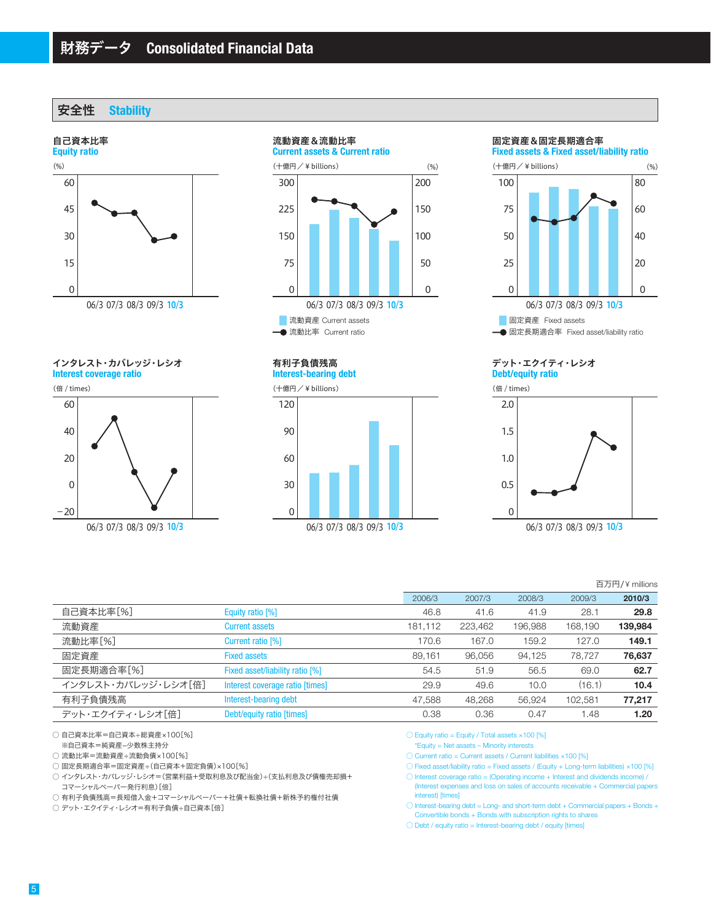# 財務データ　Consolidated Financial Data

## 安全性　Stability

### 自己資本比率 Equity ratio

(%)

### 流動資産＆流動比率 Current assets & Current ratio

(十億円／¥ billions) (%)

■ 流動資産 Current assets
●流動比率 Current ratio

### 固定資産＆固定長期適合率 Fixed assets & Fixed asset/liability ratio

(十億円／¥ billions) (%)

■ 固定資産 Fixed assets
● 固定長期適合率 Fixed asset/liability ratio

### インタレスト・カバレッジ・レシオ Interest coverage ratio

(倍 / times)

### 有利子負債残高 Interest-bearing debt

(十億円／¥ billions)

### デット・エクイティ・レシオ Debt/equity ratio

(倍 / times)

百万円/¥ millions

| | | 2006/3 | 2007/3 | 2008/3 | 2009/3 | **2010/3** |
|---|---|---|---|---|---|---|
| 自己資本比率[%] | Equity ratio [%] | 46.8 | 41.6 | 41.9 | 28.1 | **29.8** |
| 流動資産 | Current assets | 181,112 | 223,462 | 196,988 | 168,190 | **139,984** |
| 流動比率[%] | Current ratio [%] | 170.6 | 167.0 | 159.2 | 127.0 | **149.1** |
| 固定資産 | Fixed assets | 89,161 | 96,056 | 94,125 | 78,727 | **76,637** |
| 固定長期適合率[%] | Fixed asset/liability ratio [%] | 54.5 | 51.9 | 56.5 | 69.0 | **62.7** |
| インタレスト・カバレッジ・レシオ[倍] | Interest coverage ratio [times] | 29.9 | 49.6 | 10.0 | (16.1) | **10.4** |
| 有利子負債残高 | Interest-bearing debt | 47,588 | 48,268 | 56,924 | 102,581 | **77,217** |
| デット・エクイティ・レシオ[倍] | Debt/equity ratio [times] | 0.38 | 0.36 | 0.47 | 1.48 | **1.20** |

○ 自己資本比率＝自己資本÷総資産×100[%]
　※自己資本＝純資産−少数株主持分
○ 流動比率＝流動資産÷流動負債×100[%]
○ 固定長期適合率＝固定資産÷(自己資本＋固定負債)×100[%]
○ インタレスト・カバレッジ・レシオ＝(営業利益＋受取利息及び配当金)÷(支払利息及び債権売却損＋コマーシャルペーパー発行利息)[倍]
○ 有利子負債残高＝長短借入金＋コマーシャルペーパー＋社債＋転換社債＋新株予約権付社債
○ デット・エクイティ・レシオ＝有利子負債÷自己資本[倍]

○ Equity ratio = Equity / Total assets ×100 [%]
　*Equity = Net assets − Minority interests
○ Current ratio = Current assets / Current liabilities ×100 [%]
○ Fixed asset/liability ratio = Fixed assets / (Equity + Long-term liabilities) ×100 [%]
○ Interest coverage ratio = (Operating income + Interest and dividends income) / (Interest expenses and loss on sales of accounts receivable + Commercial papers interest) [times]
○ Interest-bearing debt = Long- and short-term debt + Commercial papers + Bonds + Convertible bonds + Bonds with subscription rights to shares
○ Debt / equity ratio = Interest-bearing debt / equity [times]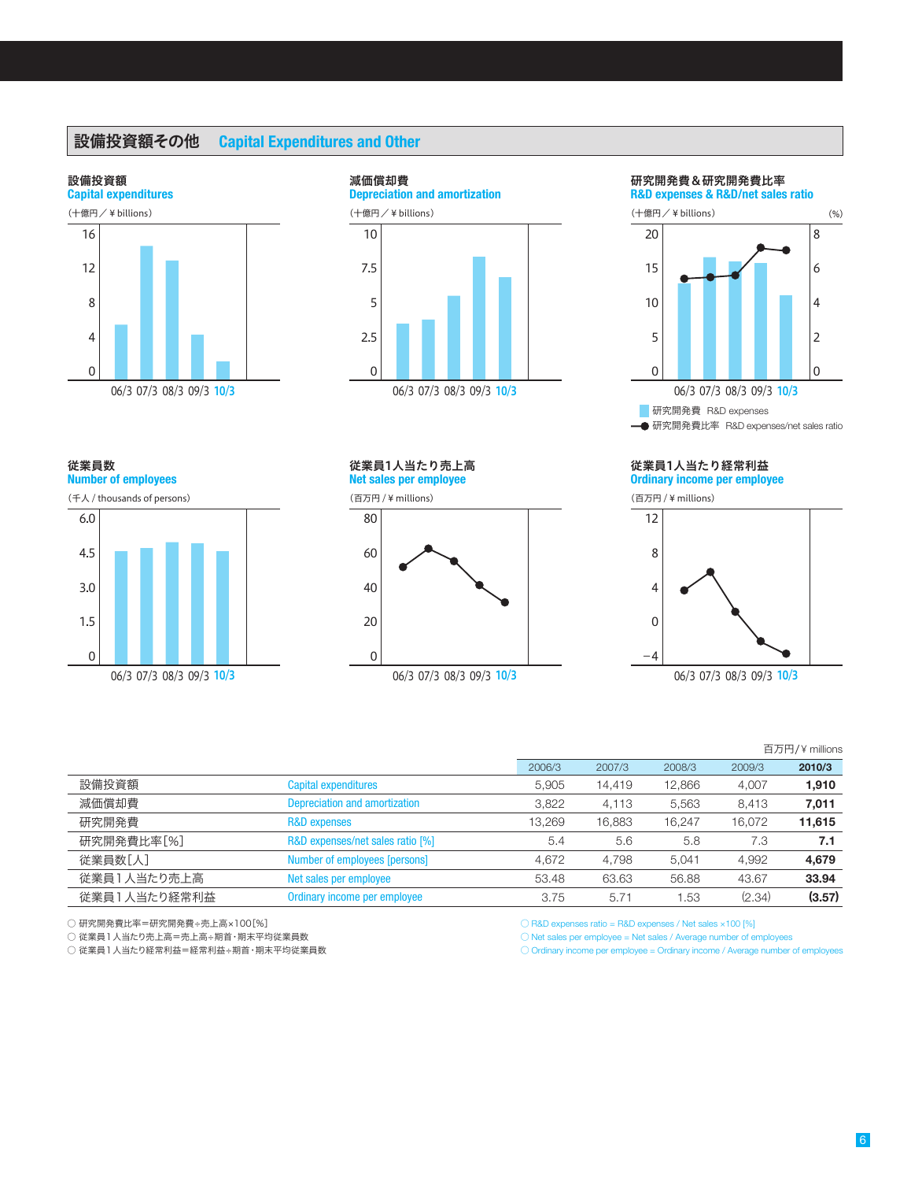## 設備投資額その他　Capital Expenditures and Other

### 設備投資額
Capital expenditures
（十億円／￥billions）

16
12
8
4
0

06/3 07/3 08/3 09/3 10/3

### 減価償却費
Depreciation and amortization
（十億円／￥billions）

10
7.5
5
2.5
0

06/3 07/3 08/3 09/3 10/3

### 研究開発費＆研究開発費比率
R&D expenses & R&D/net sales ratio
（十億円／￥billions）　(%)

20　8
15　6
10　4
5　2
0　0

06/3 07/3 08/3 09/3 10/3

研究開発費　R&D expenses
研究開発費比率　R&D expenses/net sales ratio

### 従業員数
Number of employees
（千人 / thousands of persons）

6.0
4.5
3.0
1.5
0

06/3 07/3 08/3 09/3 10/3

### 従業員1人当たり売上高
Net sales per employee
（百万円 / ￥millions）

80
60
40
20
0

06/3 07/3 08/3 09/3 10/3

### 従業員1人当たり経常利益
Ordinary income per employee
（百万円 / ￥millions）

12
8
4
0
−4

06/3 07/3 08/3 09/3 10/3

百万円/￥millions

| | | 2006/3 | 2007/3 | 2008/3 | 2009/3 | 2010/3 |
|---|---|---|---|---|---|---|
| 設備投資額 | Capital expenditures | 5,905 | 14,419 | 12,866 | 4,007 | **1,910** |
| 減価償却費 | Depreciation and amortization | 3,822 | 4,113 | 5,563 | 8,413 | **7,011** |
| 研究開発費 | R&D expenses | 13,269 | 16,883 | 16,247 | 16,072 | **11,615** |
| 研究開発費比率[%] | R&D expenses/net sales ratio [%] | 5.4 | 5.6 | 5.8 | 7.3 | **7.1** |
| 従業員数[人] | Number of employees [persons] | 4,672 | 4,798 | 5,041 | 4,992 | **4,679** |
| 従業員１人当たり売上高 | Net sales per employee | 53.48 | 63.63 | 56.88 | 43.67 | **33.94** |
| 従業員１人当たり経常利益 | Ordinary income per employee | 3.75 | 5.71 | 1.53 | (2.34) | **(3.57)** |

○ 研究開発費比率＝研究開発費÷売上高×100[%]
○ 従業員1人当たり売上高＝売上高÷期首・期末平均従業員数
○ 従業員1人当たり経常利益＝経常利益÷期首・期末平均従業員数

○ R&D expenses ratio = R&D expenses / Net sales ×100 [%]
○ Net sales per employee = Net sales / Average number of employees
○ Ordinary income per employee = Ordinary income / Average number of employees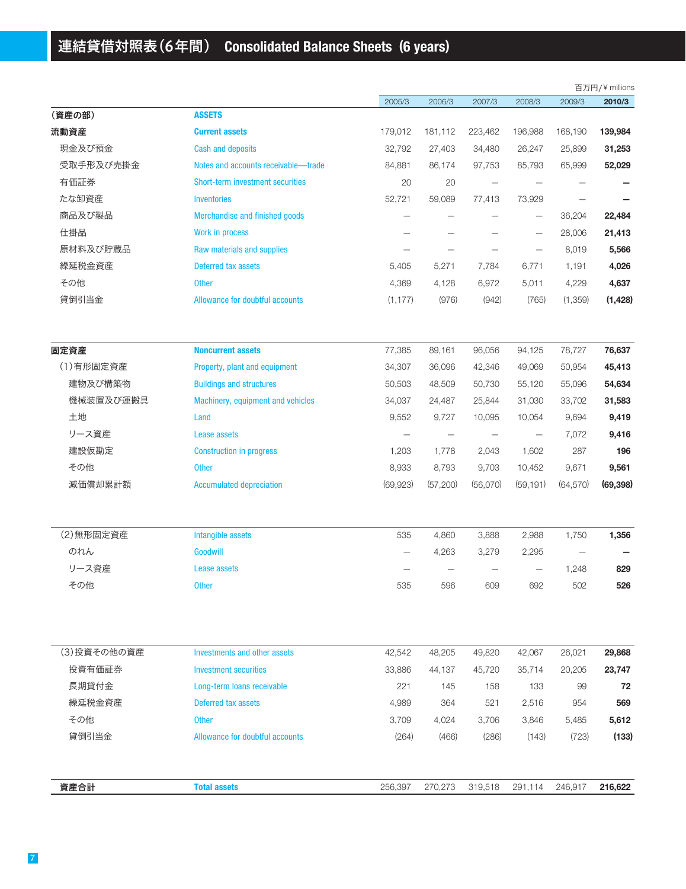# 連結貸借対照表(6年間) Consolidated Balance Sheets (6 years)

百万円/¥ millions

| | | 2005/3 | 2006/3 | 2007/3 | 2008/3 | 2009/3 | **2010/3** |
|---|---|---|---|---|---|---|---|
| **(資産の部)** | **ASSETS** | | | | | | |
| **流動資産** | **Current assets** | 179,012 | 181,112 | 223,462 | 196,988 | 168,190 | **139,984** |
| 現金及び預金 | Cash and deposits | 32,792 | 27,403 | 34,480 | 26,247 | 25,899 | **31,253** |
| 受取手形及び売掛金 | Notes and accounts receivable—trade | 84,881 | 86,174 | 97,753 | 85,793 | 65,999 | **52,029** |
| 有価証券 | Short-term investment securities | 20 | 20 | — | — | — | **—** |
| たな卸資産 | Inventories | 52,721 | 59,089 | 77,413 | 73,929 | — | **—** |
| 商品及び製品 | Merchandise and finished goods | — | — | — | — | 36,204 | **22,484** |
| 仕掛品 | Work in process | — | — | — | — | 28,006 | **21,413** |
| 原材料及び貯蔵品 | Raw materials and supplies | — | — | — | — | 8,019 | **5,566** |
| 繰延税金資産 | Deferred tax assets | 5,405 | 5,271 | 7,784 | 6,771 | 1,191 | **4,026** |
| その他 | Other | 4,369 | 4,128 | 6,972 | 5,011 | 4,229 | **4,637** |
| 貸倒引当金 | Allowance for doubtful accounts | (1,177) | (976) | (942) | (765) | (1,359) | **(1,428)** |
| **固定資産** | **Noncurrent assets** | 77,385 | 89,161 | 96,056 | 94,125 | 78,727 | **76,637** |
| (1)有形固定資産 | Property, plant and equipment | 34,307 | 36,096 | 42,346 | 49,069 | 50,954 | **45,413** |
| 建物及び構築物 | Buildings and structures | 50,503 | 48,509 | 50,730 | 55,120 | 55,096 | **54,634** |
| 機械装置及び運搬具 | Machinery, equipment and vehicles | 34,037 | 24,487 | 25,844 | 31,030 | 33,702 | **31,583** |
| 土地 | Land | 9,552 | 9,727 | 10,095 | 10,054 | 9,694 | **9,419** |
| リース資産 | Lease assets | — | — | — | — | 7,072 | **9,416** |
| 建設仮勘定 | Construction in progress | 1,203 | 1,778 | 2,043 | 1,602 | 287 | **196** |
| その他 | Other | 8,933 | 8,793 | 9,703 | 10,452 | 9,671 | **9,561** |
| 減価償却累計額 | Accumulated depreciation | (69,923) | (57,200) | (56,070) | (59,191) | (64,570) | **(69,398)** |
| (2)無形固定資産 | Intangible assets | 535 | 4,860 | 3,888 | 2,988 | 1,750 | **1,356** |
| のれん | Goodwill | — | 4,263 | 3,279 | 2,295 | — | **—** |
| リース資産 | Lease assets | — | — | — | — | 1,248 | **829** |
| その他 | Other | 535 | 596 | 609 | 692 | 502 | **526** |
| (3)投資その他の資産 | Investments and other assets | 42,542 | 48,205 | 49,820 | 42,067 | 26,021 | **29,868** |
| 投資有価証券 | Investment securities | 33,886 | 44,137 | 45,720 | 35,714 | 20,205 | **23,747** |
| 長期貸付金 | Long-term loans receivable | 221 | 145 | 158 | 133 | 99 | **72** |
| 繰延税金資産 | Deferred tax assets | 4,989 | 364 | 521 | 2,516 | 954 | **569** |
| その他 | Other | 3,709 | 4,024 | 3,706 | 3,846 | 5,485 | **5,612** |
| 貸倒引当金 | Allowance for doubtful accounts | (264) | (466) | (286) | (143) | (723) | **(133)** |
| **資産合計** | **Total assets** | 256,397 | 270,273 | 319,518 | 291,114 | 246,917 | **216,622** |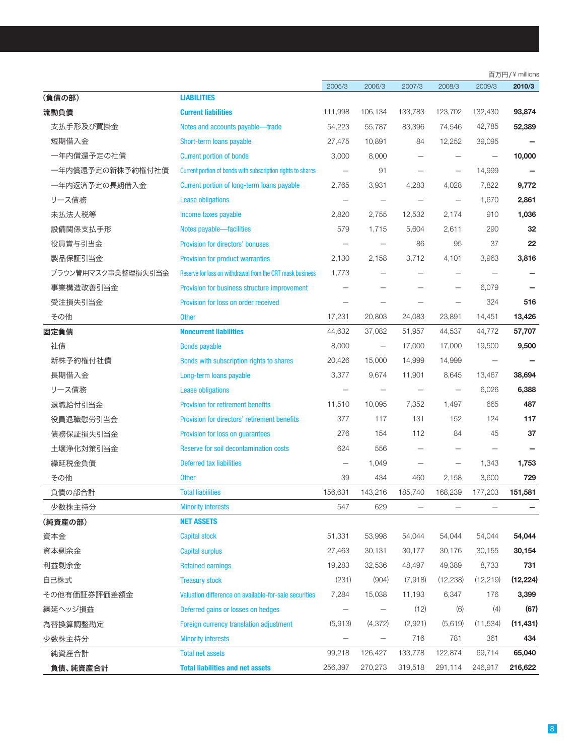百万円/¥ millions

| | | 2005/3 | 2006/3 | 2007/3 | 2008/3 | 2009/3 | **2010/3** |
|---|---|---|---|---|---|---|---|
| **（負債の部）** | **LIABILITIES** | | | | | | |
| **流動負債** | **Current liabilities** | 111,998 | 106,134 | 133,783 | 123,702 | 132,430 | **93,874** |
| 支払手形及び買掛金 | Notes and accounts payable—trade | 54,223 | 55,787 | 83,396 | 74,546 | 42,785 | **52,389** |
| 短期借入金 | Short-term loans payable | 27,475 | 10,891 | 84 | 12,252 | 39,095 | **—** |
| 一年内償還予定の社債 | Current portion of bonds | 3,000 | 8,000 | — | — | — | **10,000** |
| 一年内償還予定の新株予約権付社債 | Current portion of bonds with subscription rights to shares | — | 91 | — | — | 14,999 | **—** |
| 一年内返済予定の長期借入金 | Current portion of long-term loans payable | 2,765 | 3,931 | 4,283 | 4,028 | 7,822 | **9,772** |
| リース債務 | Lease obligations | — | — | — | — | 1,670 | **2,861** |
| 未払法人税等 | Income taxes payable | 2,820 | 2,755 | 12,532 | 2,174 | 910 | **1,036** |
| 設備関係支払手形 | Notes payable—facilities | 579 | 1,715 | 5,604 | 2,611 | 290 | **32** |
| 役員賞与引当金 | Provision for directors' bonuses | — | — | 86 | 95 | 37 | **22** |
| 製品保証引当金 | Provision for product warranties | 2,130 | 2,158 | 3,712 | 4,101 | 3,963 | **3,816** |
| ブラウン管用マスク事業整理損失引当金 | Reserve for loss on withdrawal from the CRT mask business | 1,773 | — | — | — | — | **—** |
| 事業構造改善引当金 | Provision for business structure improvement | — | — | — | — | 6,079 | **—** |
| 受注損失引当金 | Provision for loss on order received | — | — | — | — | 324 | **516** |
| その他 | Other | 17,231 | 20,803 | 24,083 | 23,891 | 14,451 | **13,426** |
| **固定負債** | **Noncurrent liabilities** | 44,632 | 37,082 | 51,957 | 44,537 | 44,772 | **57,707** |
| 社債 | Bonds payable | 8,000 | — | 17,000 | 17,000 | 19,500 | **9,500** |
| 新株予約権付社債 | Bonds with subscription rights to shares | 20,426 | 15,000 | 14,999 | 14,999 | — | **—** |
| 長期借入金 | Long-term loans payable | 3,377 | 9,674 | 11,901 | 8,645 | 13,467 | **38,694** |
| リース債務 | Lease obligations | — | — | — | — | 6,026 | **6,388** |
| 退職給付引当金 | Provision for retirement benefits | 11,510 | 10,095 | 7,352 | 1,497 | 665 | **487** |
| 役員退職慰労引当金 | Provision for directors' retirement benefits | 377 | 117 | 131 | 152 | 124 | **117** |
| 債務保証損失引当金 | Provision for loss on guarantees | 276 | 154 | 112 | 84 | 45 | **37** |
| 土壌浄化対策引当金 | Reserve for soil decontamination costs | 624 | 556 | — | — | — | **—** |
| 繰延税金負債 | Deferred tax liabilities | — | 1,049 | — | — | 1,343 | **1,753** |
| その他 | Other | 39 | 434 | 460 | 2,158 | 3,600 | **729** |
| 負債の部合計 | Total liabilities | 156,631 | 143,216 | 185,740 | 168,239 | 177,203 | **151,581** |
| 少数株主持分 | Minority interests | 547 | 629 | — | — | — | **—** |
| **（純資産の部）** | **NET ASSETS** | | | | | | |
| 資本金 | Capital stock | 51,331 | 53,998 | 54,044 | 54,044 | 54,044 | **54,044** |
| 資本剰余金 | Capital surplus | 27,463 | 30,131 | 30,177 | 30,176 | 30,155 | **30,154** |
| 利益剰余金 | Retained earnings | 19,283 | 32,536 | 48,497 | 49,389 | 8,733 | **731** |
| 自己株式 | Treasury stock | (231) | (904) | (7,918) | (12,238) | (12,219) | **(12,224)** |
| その他有価証券評価差額金 | Valuation difference on available-for-sale securities | 7,284 | 15,038 | 11,193 | 6,347 | 176 | **3,399** |
| 繰延ヘッジ損益 | Deferred gains or losses on hedges | — | — | (12) | (6) | (4) | **(67)** |
| 為替換算調整勘定 | Foreign currency translation adjustment | (5,913) | (4,372) | (2,921) | (5,619) | (11,534) | **(11,431)** |
| 少数株主持分 | Minority interests | — | — | 716 | 781 | 361 | **434** |
| 純資産合計 | Total net assets | 99,218 | 126,427 | 133,778 | 122,874 | 69,714 | **65,040** |
| **負債、純資産合計** | **Total liabilities and net assets** | 256,397 | 270,273 | 319,518 | 291,114 | 246,917 | **216,622** |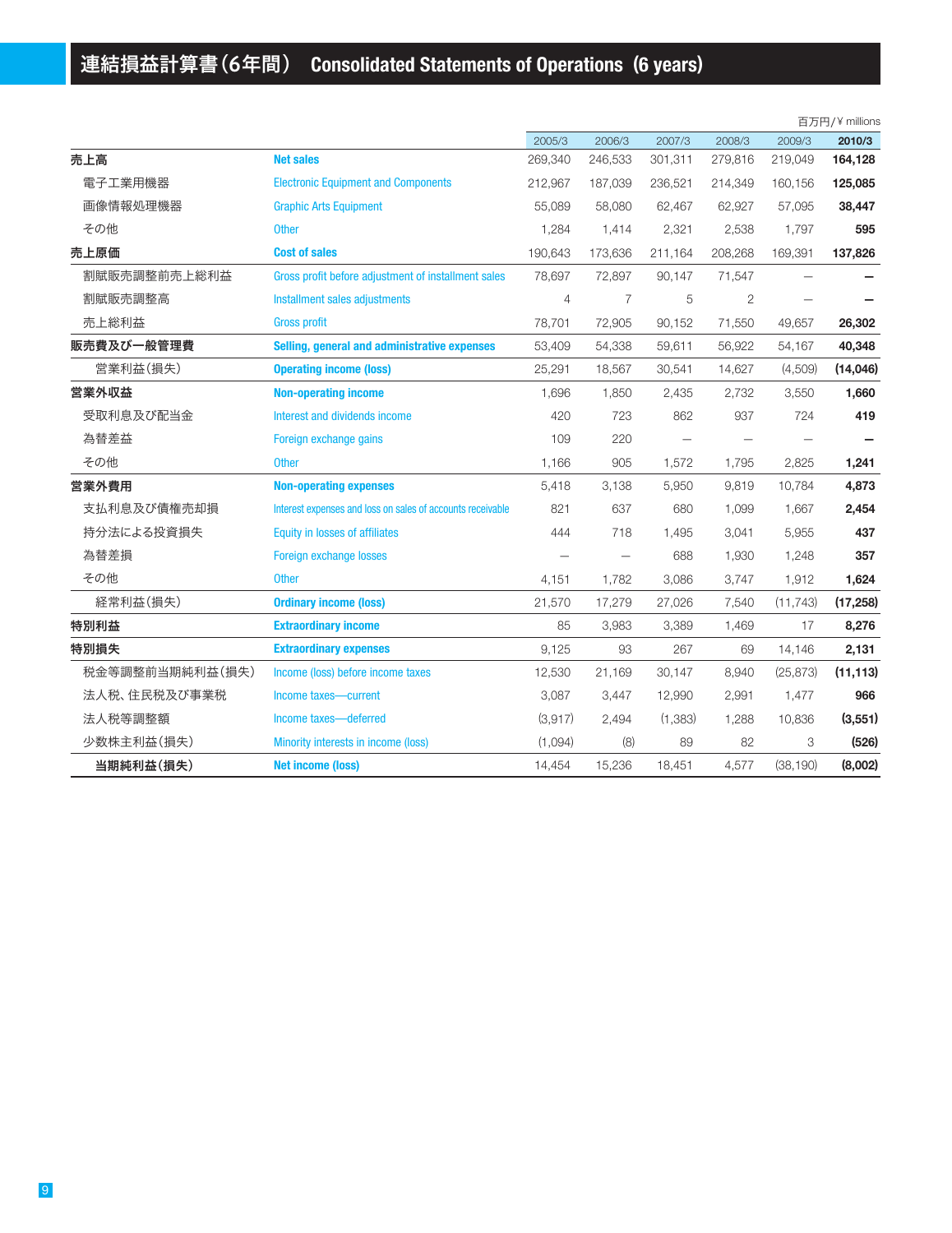# 連結損益計算書（6年間）　Consolidated Statements of Operations（6 years）

百万円/¥ millions

| | | 2005/3 | 2006/3 | 2007/3 | 2008/3 | 2009/3 | 2010/3 |
|---|---|---|---|---|---|---|---|
| **売上高** | **Net sales** | 269,340 | 246,533 | 301,311 | 279,816 | 219,049 | **164,128** |
| 電子工業用機器 | Electronic Equipment and Components | 212,967 | 187,039 | 236,521 | 214,349 | 160,156 | **125,085** |
| 画像情報処理機器 | Graphic Arts Equipment | 55,089 | 58,080 | 62,467 | 62,927 | 57,095 | **38,447** |
| その他 | Other | 1,284 | 1,414 | 2,321 | 2,538 | 1,797 | **595** |
| **売上原価** | **Cost of sales** | 190,643 | 173,636 | 211,164 | 208,268 | 169,391 | **137,826** |
| 割賦販売調整前売上総利益 | Gross profit before adjustment of installment sales | 78,697 | 72,897 | 90,147 | 71,547 | — | **—** |
| 割賦販売調整高 | Installment sales adjustments | 4 | 7 | 5 | 2 | — | **—** |
| 売上総利益 | Gross profit | 78,701 | 72,905 | 90,152 | 71,550 | 49,657 | **26,302** |
| **販売費及び一般管理費** | **Selling, general and administrative expenses** | 53,409 | 54,338 | 59,611 | 56,922 | 54,167 | **40,348** |
| 営業利益（損失） | **Operating income (loss)** | 25,291 | 18,567 | 30,541 | 14,627 | (4,509) | **(14,046)** |
| **営業外収益** | **Non-operating income** | 1,696 | 1,850 | 2,435 | 2,732 | 3,550 | **1,660** |
| 受取利息及び配当金 | Interest and dividends income | 420 | 723 | 862 | 937 | 724 | **419** |
| 為替差益 | Foreign exchange gains | 109 | 220 | — | — | — | **—** |
| その他 | Other | 1,166 | 905 | 1,572 | 1,795 | 2,825 | **1,241** |
| **営業外費用** | **Non-operating expenses** | 5,418 | 3,138 | 5,950 | 9,819 | 10,784 | **4,873** |
| 支払利息及び債権売却損 | Interest expenses and loss on sales of accounts receivable | 821 | 637 | 680 | 1,099 | 1,667 | **2,454** |
| 持分法による投資損失 | Equity in losses of affiliates | 444 | 718 | 1,495 | 3,041 | 5,955 | **437** |
| 為替差損 | Foreign exchange losses | — | — | 688 | 1,930 | 1,248 | **357** |
| その他 | Other | 4,151 | 1,782 | 3,086 | 3,747 | 1,912 | **1,624** |
| 経常利益（損失） | **Ordinary income (loss)** | 21,570 | 17,279 | 27,026 | 7,540 | (11,743) | **(17,258)** |
| **特別利益** | **Extraordinary income** | 85 | 3,983 | 3,389 | 1,469 | 17 | **8,276** |
| **特別損失** | **Extraordinary expenses** | 9,125 | 93 | 267 | 69 | 14,146 | **2,131** |
| 税金等調整前当期純利益（損失） | Income (loss) before income taxes | 12,530 | 21,169 | 30,147 | 8,940 | (25,873) | **(11,113)** |
| 法人税、住民税及び事業税 | Income taxes—current | 3,087 | 3,447 | 12,990 | 2,991 | 1,477 | **966** |
| 法人税等調整額 | Income taxes—deferred | (3,917) | 2,494 | (1,383) | 1,288 | 10,836 | **(3,551)** |
| 少数株主利益（損失） | Minority interests in income (loss) | (1,094) | (8) | 89 | 82 | 3 | **(526)** |
| **当期純利益（損失）** | **Net income (loss)** | 14,454 | 15,236 | 18,451 | 4,577 | (38,190) | **(8,002)** |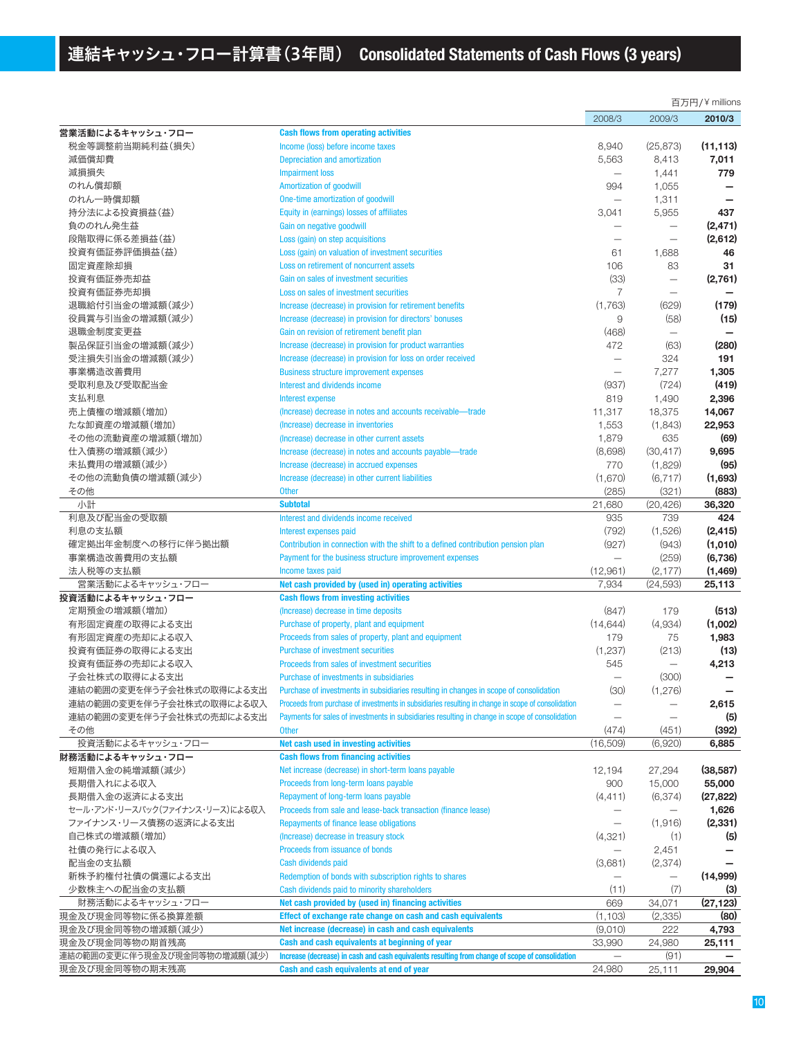# 連結キャッシュ・フロー計算書（3年間）　Consolidated Statements of Cash Flows (3 years)

百万円/¥ millions

| | | 2008/3 | 2009/3 | 2010/3 |
|---|---|---|---|---|
| **営業活動によるキャッシュ・フロー** | **Cash flows from operating activities** | | | |
| 税金等調整前当期純利益（損失） | Income (loss) before income taxes | 8,940 | (25,873) | **(11,113)** |
| 減価償却費 | Depreciation and amortization | 5,563 | 8,413 | **7,011** |
| 減損損失 | Impairment loss | — | 1,441 | **779** |
| のれん償却額 | Amortization of goodwill | 994 | 1,055 | **—** |
| のれん一時償却額 | One-time amortization of goodwill | — | 1,311 | **—** |
| 持分法による投資損益（益） | Equity in (earnings) losses of affiliates | 3,041 | 5,955 | **437** |
| 負ののれん発生益 | Gain on negative goodwill | — | — | **(2,471)** |
| 段階取得に係る差損益（益） | Loss (gain) on step acquisitions | — | — | **(2,612)** |
| 投資有価証券評価損益（益） | Loss (gain) on valuation of investment securities | 61 | 1,688 | **46** |
| 固定資産除却損 | Loss on retirement of noncurrent assets | 106 | 83 | **31** |
| 投資有価証券売却益 | Gain on sales of investment securities | (33) | — | **(2,761)** |
| 投資有価証券売却損 | Loss on sales of investment securities | 7 | — | **—** |
| 退職給付引当金の増減額（減少） | Increase (decrease) in provision for retirement benefits | (1,763) | (629) | **(179)** |
| 役員賞与引当金の増減額（減少） | Increase (decrease) in provision for directors' bonuses | 9 | (58) | **(15)** |
| 退職金制度変更益 | Gain on revision of retirement benefit plan | (468) | — | **—** |
| 製品保証引当金の増減額（減少） | Increase (decrease) in provision for product warranties | 472 | (63) | **(280)** |
| 受注損失引当金の増減額（減少） | Increase (decrease) in provision for loss on order received | — | 324 | **191** |
| 事業構造改善費用 | Business structure improvement expenses | — | 7,277 | **1,305** |
| 受取利息及び受取配当金 | Interest and dividends income | (937) | (724) | **(419)** |
| 支払利息 | Interest expense | 819 | 1,490 | **2,396** |
| 売上債権の増減額（増加） | (Increase) decrease in notes and accounts receivable—trade | 11,317 | 18,375 | **14,067** |
| たな卸資産の増減額（増加） | (Increase) decrease in inventories | 1,553 | (1,843) | **22,953** |
| その他の流動資産の増減額（増加） | (Increase) decrease in other current assets | 1,879 | 635 | **(69)** |
| 仕入債務の増減額（減少） | Increase (decrease) in notes and accounts payable—trade | (8,698) | (30,417) | **9,695** |
| 未払費用の増減額（減少） | Increase (decrease) in accrued expenses | 770 | (1,829) | **(95)** |
| その他の流動負債の増減額（減少） | Increase (decrease) in other current liabilities | (1,670) | (6,717) | **(1,693)** |
| その他 | Other | (285) | (321) | **(883)** |
| 小計 | **Subtotal** | 21,680 | (20,426) | **36,320** |
| 利息及び配当金の受取額 | Interest and dividends income received | 935 | 739 | **424** |
| 利息の支払額 | Interest expenses paid | (792) | (1,526) | **(2,415)** |
| 確定拠出年金制度への移行に伴う拠出額 | Contribution in connection with the shift to a defined contribution pension plan | (927) | (943) | **(1,010)** |
| 事業構造改善費用の支払額 | Payment for the business structure improvement expenses | — | (259) | **(6,736)** |
| 法人税等の支払額 | Income taxes paid | (12,961) | (2,177) | **(1,469)** |
| 営業活動によるキャッシュ・フロー | **Net cash provided by (used in) operating activities** | 7,934 | (24,593) | **25,113** |
| **投資活動によるキャッシュ・フロー** | **Cash flows from investing activities** | | | |
| 定期預金の増減額（増加） | (Increase) decrease in time deposits | (847) | 179 | **(513)** |
| 有形固定資産の取得による支出 | Purchase of property, plant and equipment | (14,644) | (4,934) | **(1,002)** |
| 有形固定資産の売却による収入 | Proceeds from sales of property, plant and equipment | 179 | 75 | **1,983** |
| 投資有価証券の取得による支出 | Purchase of investment securities | (1,237) | (213) | **(13)** |
| 投資有価証券の売却による収入 | Proceeds from sales of investment securities | 545 | — | **4,213** |
| 子会社株式の取得による支出 | Purchase of investments in subsidiaries | — | (300) | **—** |
| 連結の範囲の変更を伴う子会社株式の取得による支出 | Purchase of investments in subsidiaries resulting in changes in scope of consolidation | (30) | (1,276) | **—** |
| 連結の範囲の変更を伴う子会社株式の取得による収入 | Proceeds from purchase of investments in subsidiaries resulting in change in scope of consolidation | — | — | **2,615** |
| 連結の範囲の変更を伴う子会社株式の売却による支出 | Payments for sales of investments in subsidiaries resulting in change in scope of consolidation | — | — | **(5)** |
| その他 | Other | (474) | (451) | **(392)** |
| 投資活動によるキャッシュ・フロー | **Net cash used in investing activities** | (16,509) | (6,920) | **6,885** |
| **財務活動によるキャッシュ・フロー** | **Cash flows from financing activities** | | | |
| 短期借入金の純増減額（減少） | Net increase (decrease) in short-term loans payable | 12,194 | 27,294 | **(38,587)** |
| 長期借入れによる収入 | Proceeds from long-term loans payable | 900 | 15,000 | **55,000** |
| 長期借入金の返済による支出 | Repayment of long-term loans payable | (4,411) | (6,374) | **(27,822)** |
| セール・アンド・リースバック（ファイナンス・リース）による収入 | Proceeds from sale and lease-back transaction (finance lease) | — | — | **1,626** |
| ファイナンス・リース債務の返済による支出 | Repayments of finance lease obligations | — | (1,916) | **(2,331)** |
| 自己株式の増減額（増加） | (Increase) decrease in treasury stock | (4,321) | (1) | **(5)** |
| 社債の発行による収入 | Proceeds from issuance of bonds | — | 2,451 | **—** |
| 配当金の支払額 | Cash dividends paid | (3,681) | (2,374) | **—** |
| 新株予約権付社債の償還による支出 | Redemption of bonds with subscription rights to shares | — | — | **(14,999)** |
| 少数株主への配当金の支払額 | Cash dividends paid to minority shareholders | (11) | (7) | **(3)** |
| 財務活動によるキャッシュ・フロー | **Net cash provided by (used in) financing activities** | 669 | 34,071 | **(27,123)** |
| 現金及び現金同等物に係る換算差額 | **Effect of exchange rate change on cash and cash equivalents** | (1,103) | (2,335) | **(80)** |
| 現金及び現金同等物の増減額（減少） | **Net increase (decrease) in cash and cash equivalents** | (9,010) | 222 | **4,793** |
| 現金及び現金同等物の期首残高 | **Cash and cash equivalents at beginning of year** | 33,990 | 24,980 | **25,111** |
| 連結の範囲の変更に伴う現金及び現金同等物の増減額（減少） | **Increase (decrease) in cash and cash equivalents resulting from change of scope of consolidation** | — | (91) | **—** |
| 現金及び現金同等物の期末残高 | **Cash and cash equivalents at end of year** | 24,980 | 25,111 | **29,904** |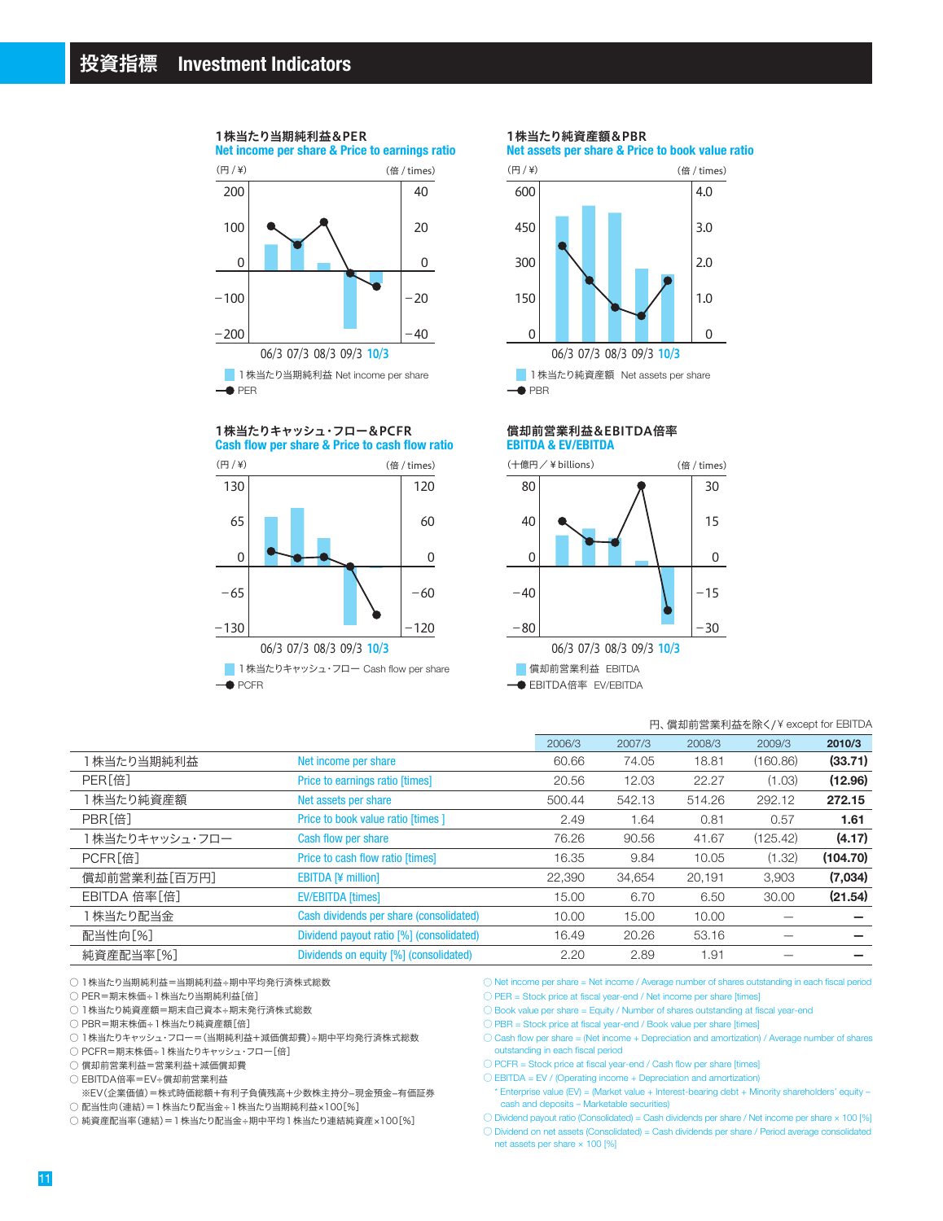# 投資指標　Investment Indicators

### 1株当たり当期純利益&PER
**Net income per share & Price to earnings ratio**

(円 / ¥)　(倍 / times)

06/3 07/3 08/3 09/3 10/3

1株当たり当期純利益 Net income per share
PER

### 1株当たり純資産額&PBR
**Net assets per share & Price to book value ratio**

(円 / ¥)　(倍 / times)

06/3 07/3 08/3 09/3 10/3

1株当たり純資産額 Net assets per share
PBR

### 1株当たりキャッシュ・フロー&PCFR
**Cash flow per share & Price to cash flow ratio**

(円 / ¥)　(倍 / times)

06/3 07/3 08/3 09/3 10/3

1株当たりキャッシュ・フロー Cash flow per share
PCFR

### 償却前営業利益&EBITDA倍率
**EBITDA & EV/EBITDA**

(十億円／¥ billions)　(倍 / times)

06/3 07/3 08/3 09/3 10/3

償却前営業利益 EBITDA
EBITDA倍率 EV/EBITDA

円、償却前営業利益を除く/ ¥ except for EBITDA

| | | 2006/3 | 2007/3 | 2008/3 | 2009/3 | 2010/3 |
|---|---|---|---|---|---|---|
| 1株当たり当期純利益 | Net income per share | 60.66 | 74.05 | 18.81 | (160.86) | **(33.71)** |
| PER[倍] | Price to earnings ratio [times] | 20.56 | 12.03 | 22.27 | (1.03) | **(12.96)** |
| 1株当たり純資産額 | Net assets per share | 500.44 | 542.13 | 514.26 | 292.12 | **272.15** |
| PBR[倍] | Price to book value ratio [times ] | 2.49 | 1.64 | 0.81 | 0.57 | **1.61** |
| 1株当たりキャッシュ・フロー | Cash flow per share | 76.26 | 90.56 | 41.67 | (125.42) | **(4.17)** |
| PCFR[倍] | Price to cash flow ratio [times] | 16.35 | 9.84 | 10.05 | (1.32) | **(104.70)** |
| 償却前営業利益[百万円] | EBITDA [¥ million] | 22,390 | 34,654 | 20,191 | 3,903 | **(7,034)** |
| EBITDA 倍率[倍] | EV/EBITDA [times] | 15.00 | 6.70 | 6.50 | 30.00 | **(21.54)** |
| 1株当たり配当金 | Cash dividends per share (consolidated) | 10.00 | 15.00 | 10.00 | — | **—** |
| 配当性向[%] | Dividend payout ratio [%] (consolidated) | 16.49 | 20.26 | 53.16 | — | **—** |
| 純資産配当率[%] | Dividends on equity [%] (consolidated) | 2.20 | 2.89 | 1.91 | — | **—** |

- ○ 1株当たり当期純利益＝当期純利益÷期中平均発行済株式総数
- ○ PER＝期末株価÷1株当たり当期純利益[倍]
- ○ 1株当たり純資産額＝期末自己資本÷期末発行済株式総数
- ○ PBR＝期末株価÷1株当たり純資産額[倍]
- ○ 1株当たりキャッシュ・フロー＝(当期純利益＋減価償却費)÷期中平均発行済株式総数
- ○ PCFR＝期末株価÷1株当たりキャッシュ・フロー[倍]
- ○ 償却前営業利益＝営業利益＋減価償却費
- ○ EBITDA倍率＝EV÷償却前営業利益
  ※EV(企業価値)＝株式時価総額＋有利子負債残高＋少数株主持分−現金預金−有価証券
- ○ 配当性向(連結)＝1株当たり配当金÷1株当たり当期純利益×100[%]
- ○ 純資産配当率(連結)＝1株当たり配当金÷期中平均1株当たり連結純資産×100[%]

- ○ Net income per share = Net income / Average number of shares outstanding in each fiscal period
- ○ PER = Stock price at fiscal year-end / Net income per share [times]
- ○ Book value per share = Equity / Number of shares outstanding at fiscal year-end
- ○ PBR = Stock price at fiscal year-end / Book value per share [times]
- ○ Cash flow per share = (Net income + Depreciation and amortization) / Average number of shares outstanding in each fiscal period
- ○ PCFR = Stock price at fiscal year-end / Cash flow per share [times]
- ○ EBITDA = EV / (Operating income + Depreciation and amortization)
  * Enterprise value (EV) = (Market value + Interest-bearing debt + Minority shareholders' equity – cash and deposits – Marketable securities)
- ○ Dividend payout ratio (Consolidated) = Cash dividends per share / Net income per share × 100 [%]
- ○ Dividend on net assets (Consolidated) = Cash dividends per share / Period average consolidated net assets per share × 100 [%]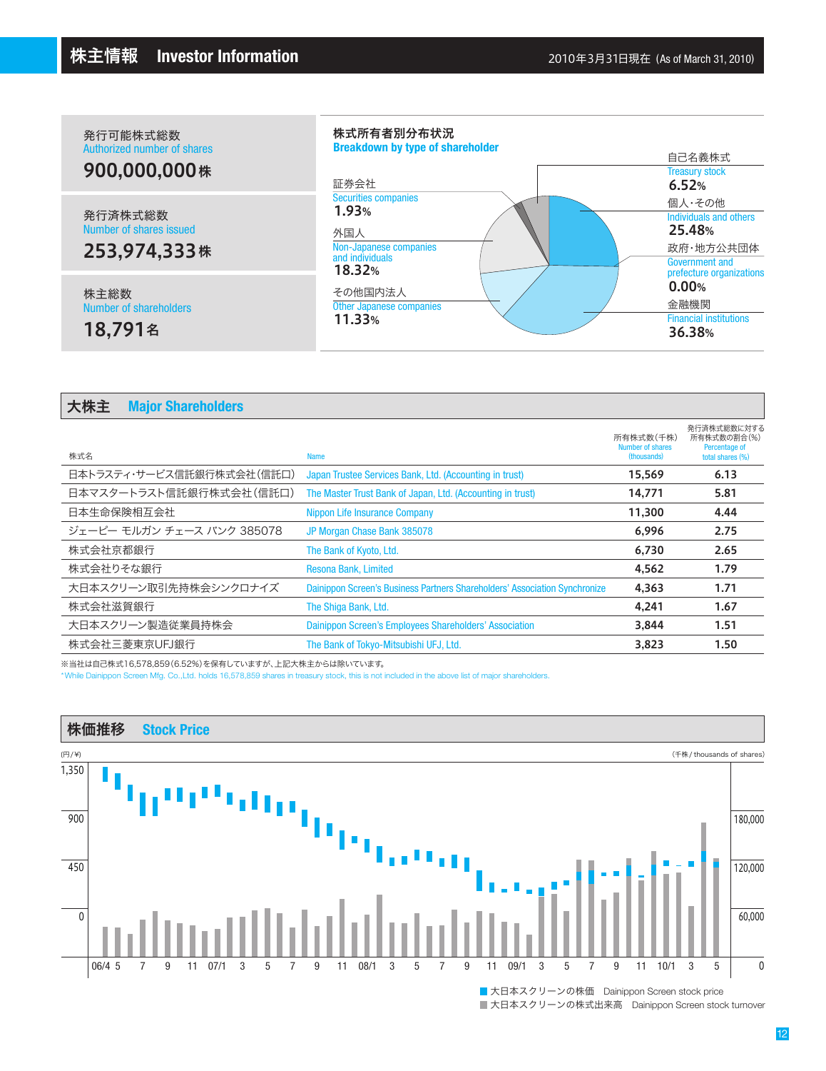# 株主情報　Investor Information

2010年3月31日現在（As of March 31, 2010）

発行可能株式総数
Authorized number of shares
**900,000,000株**

発行済株式総数
Number of shares issued
**253,974,333株**

株主総数
Number of shareholders
**18,791名**

## 株式所有者別分布状況
**Breakdown by type of shareholder**

| 区分 | Type | % |
|---|---|---|
| 自己名義株式 | Treasury stock | 6.52% |
| 個人・その他 | Individuals and others | 25.48% |
| 政府・地方公共団体 | Government and prefecture organizations | 0.00% |
| 金融機関 | Financial institutions | 36.38% |
| その他国内法人 | Other Japanese companies | 11.33% |
| 外国人 | Non-Japanese companies and individuals | 18.32% |
| 証券会社 | Securities companies | 1.93% |

## 大株主　Major Shareholders

| 株式名 | Name | 所有株式数（千株） Number of shares (thousands) | 発行済株式総数に対する所有株式数の割合（%） Percentage of total shares (%) |
|---|---|---|---|
| 日本トラスティ・サービス信託銀行株式会社（信託口） | Japan Trustee Services Bank, Ltd. (Accounting in trust) | 15,569 | 6.13 |
| 日本マスタートラスト信託銀行株式会社（信託口） | The Master Trust Bank of Japan, Ltd. (Accounting in trust) | 14,771 | 5.81 |
| 日本生命保険相互会社 | Nippon Life Insurance Company | 11,300 | 4.44 |
| ジェーピー モルガン チェース バンク 385078 | JP Morgan Chase Bank 385078 | 6,996 | 2.75 |
| 株式会社京都銀行 | The Bank of Kyoto, Ltd. | 6,730 | 2.65 |
| 株式会社りそな銀行 | Resona Bank, Limited | 4,562 | 1.79 |
| 大日本スクリーン取引先持株会シンクロナイズ | Dainippon Screen's Business Partners Shareholders' Association Synchronize | 4,363 | 1.71 |
| 株式会社滋賀銀行 | The Shiga Bank, Ltd. | 4,241 | 1.67 |
| 大日本スクリーン製造従業員持株会 | Dainippon Screen's Employees Shareholders' Association | 3,844 | 1.51 |
| 株式会社三菱東京UFJ銀行 | The Bank of Tokyo-Mitsubishi UFJ, Ltd. | 3,823 | 1.50 |

※当社は自己株式16,578,859(6.52%)を保有していますが、上記大株主からは除いています。
*While Dainippon Screen Mfg. Co.,Ltd. holds 16,578,859 shares in treasury stock, this is not included in the above list of major shareholders.

## 株価推移　Stock Price

(円/¥)　　(千株 / thousands of shares)

■ 大日本スクリーンの株価　Dainippon Screen stock price
■ 大日本スクリーンの株式出来高　Dainippon Screen stock turnover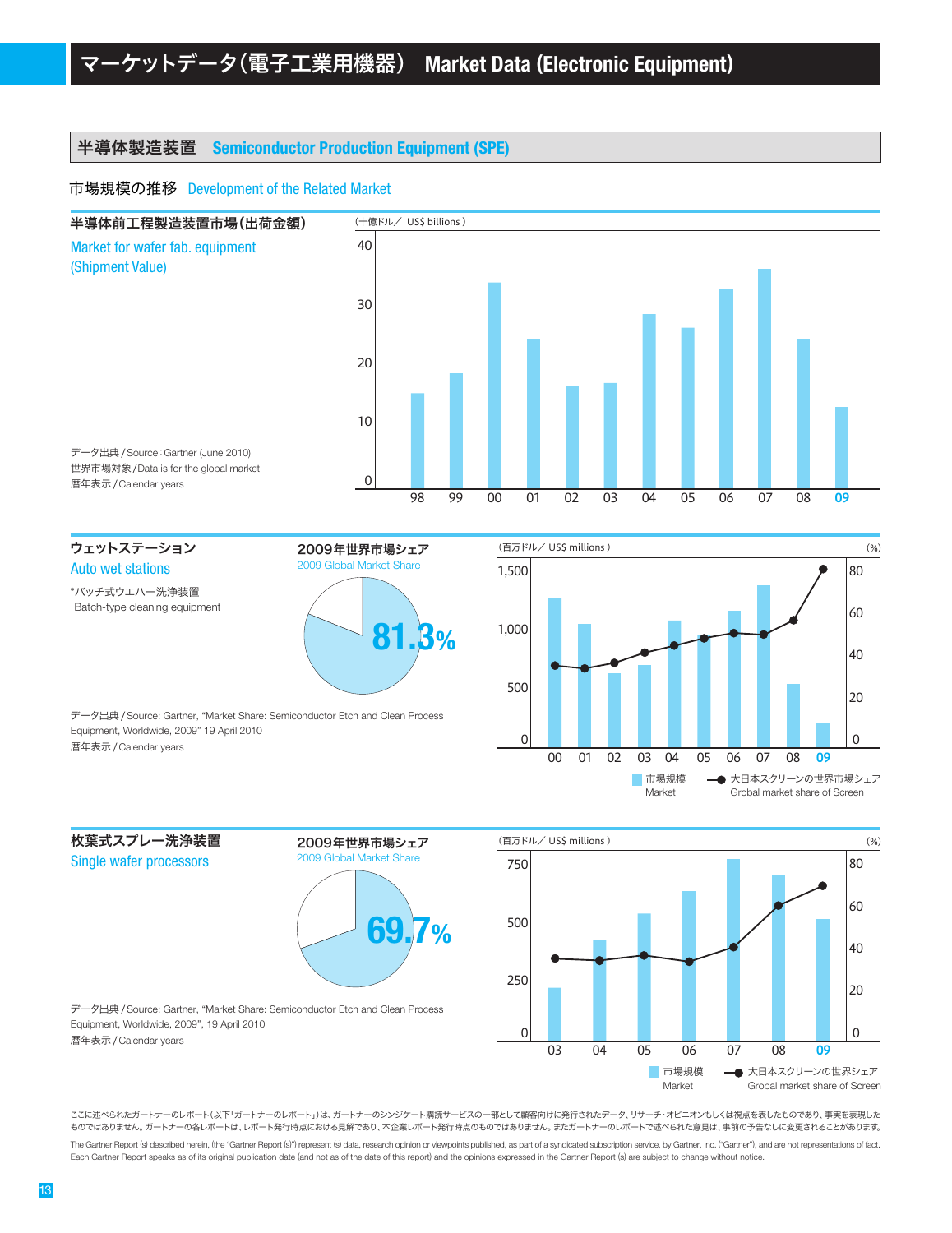# マーケットデータ(電子工業用機器) Market Data (Electronic Equipment)

## 半導体製造装置 Semiconductor Production Equipment (SPE)

### 市場規模の推移 Development of the Related Market

**半導体前工程製造装置市場(出荷金額)**
Market for wafer fab. equipment (Shipment Value)

(十億ドル／ US$ billions)

データ出典 / Source：Gartner (June 2010)
世界市場対象 / Data is for the global market
暦年表示 / Calendar years

**ウェットステーション**
Auto wet stations

*バッチ式ウエハー洗浄装置
Batch-type cleaning equipment

2009年世界市場シェア
2009 Global Market Share

81.3%

(百万ドル／ US$ millions) (%)

市場規模 Market
大日本スクリーンの世界市場シェア Grobal market share of Screen

データ出典 / Source: Gartner, "Market Share: Semiconductor Etch and Clean Process Equipment, Worldwide, 2009" 19 April 2010
暦年表示 / Calendar years

**枚葉式スプレー洗浄装置**
Single wafer processors

2009年世界市場シェア
2009 Global Market Share

69.7%

(百万ドル／ US$ millions) (%)

市場規模 Market
大日本スクリーンの世界シェア Grobal market share of Screen

データ出典 / Source: Gartner, "Market Share: Semiconductor Etch and Clean Process Equipment, Worldwide, 2009", 19 April 2010
暦年表示 / Calendar years

ここに述べられたガートナーのレポート(以下「ガートナーのレポート」)は、ガートナーのシンジケート購読サービスの一部として顧客向けに発行されたデータ、リサーチ・オピニオンもしくは視点を表したものであり、事実を表現したものではありません。ガートナーの各レポートは、レポート発行時点における見解であり、本企業レポート発行時点のものではありません。またガートナーのレポートで述べられた意見は、事前の予告なしに変更されることがあります。

The Gartner Report (s) described herein, (the "Gartner Report (s)") represent (s) data, research opinion or viewpoints published, as part of a syndicated subscription service, by Gartner, Inc. ("Gartner"), and are not representations of fact. Each Gartner Report speaks as of its original publication date (and not as of the date of this report) and the opinions expressed in the Gartner Report (s) are subject to change without notice.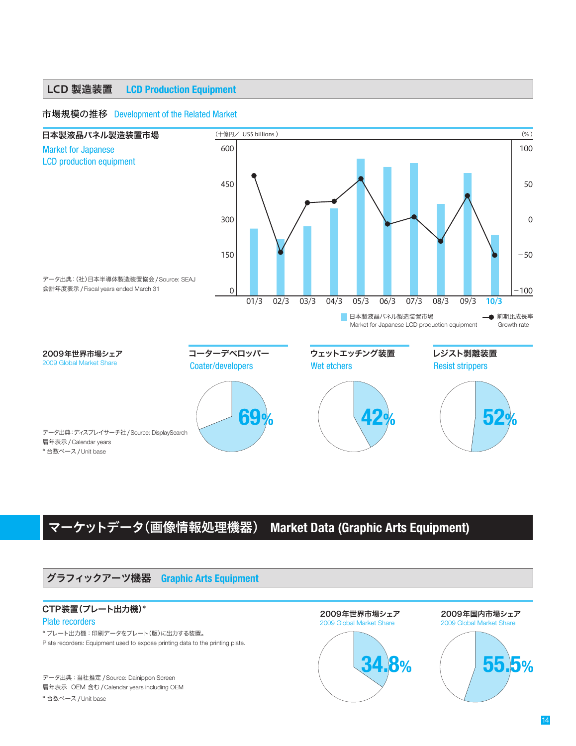## LCD 製造装置　LCD Production Equipment

### 市場規模の推移　Development of the Related Market

**日本製液晶パネル製造装置市場**

Market for Japanese LCD production equipment

データ出典：(社)日本半導体製造装置協会 / Source: SEAJ
会計年度表示 / Fiscal years ended March 31

(十億円／ US$ billions)　(%)

01/3　02/3　03/3　04/3　05/3　06/3　07/3　08/3　09/3　10/3

日本製液晶パネル製造装置市場 Market for Japanese LCD production equipment
前期比成長率 Growth rate

**2009年世界市場シェア**
2009 Global Market Share

データ出典：ディスプレイサーチ社 / Source: DisplaySearch
暦年表示 / Calendar years
* 台数ベース / Unit base

| コーターデベロッパー Coater/developers | ウェットエッチング装置 Wet etchers | レジスト剥離装置 Resist strippers |
|---|---|---|
| 69% | 42% | 52% |

# マーケットデータ（画像情報処理機器）　Market Data (Graphic Arts Equipment)

## グラフィックアーツ機器　Graphic Arts Equipment

**CTP装置（プレート出力機）***

Plate recorders

* プレート出力機：印刷データをプレート（版）に出力する装置。
Plate recorders: Equipment used to expose printing data to the printing plate.

データ出典：当社推定 / Source: Dainippon Screen
暦年表示　OEM 含む / Calendar years including OEM
* 台数ベース / Unit base

| 2009年世界市場シェア 2009 Global Market Share | 2009年国内市場シェア 2009 Global Market Share |
|---|---|
| 34.8% | 55.5% |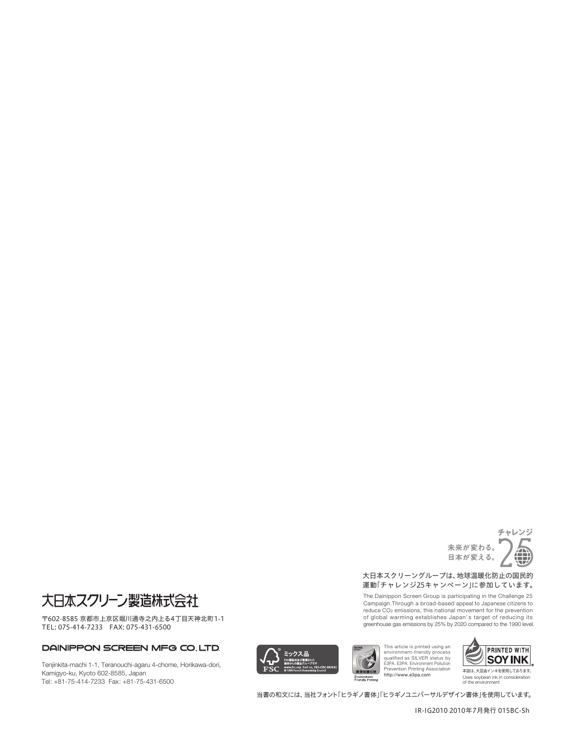チャレンジ

未来が変わる。
日本が変える。

大日本スクリーングループは、地球温暖化防止の国民的運動「チャレンジ25キャンペーン」に参加しています。

The Dainippon Screen Group is participating in the Challenge 25 Campaign.Through a broad-based appeal to Japanese citizens to reduce $CO_2$ emissions, this national movement for the prevention of global warming establishes Japan's target of reducing its greenhouse gas emissions by 25% by 2020 compared to the 1990 level.

# 大日本スクリーン製造株式会社

〒602-8585 京都市上京区堀川通寺之内上る4丁目天神北町1-1
TEL: 075-414-7233　FAX: 075-431-6500

## DAINIPPON SCREEN MFG. CO., LTD.

Tenjinkita-machi 1-1, Teranouchi-agaru 4-chome, Horikawa-dori, Kamigyo-ku, Kyoto 602-8585, Japan
Tel: +81-75-414-7233　Fax: +81-75-431-6500

ミックス品
FSC認証林および管理された森林からの製品グループです
www.fsc.org Cert no. SGS-COC-003692
© 1996 Forest Stewardship Council

This article is printed using an environment-friendly process qualified as SILVER status by E3PA. E3PA: Environment Pollution Prevention Printing Association
http://www.e3pa.com

PRINTED WITH SOY INK
本誌は、大豆油インキを使用しております。
Uses soybean ink in consideration of the environment

当書の和文には、当社フォント「ヒラギノ書体」「ヒラギノユニバーサルデザイン書体」を使用しています。

IR-IG2010 2010年7月発行 015BC-Sh